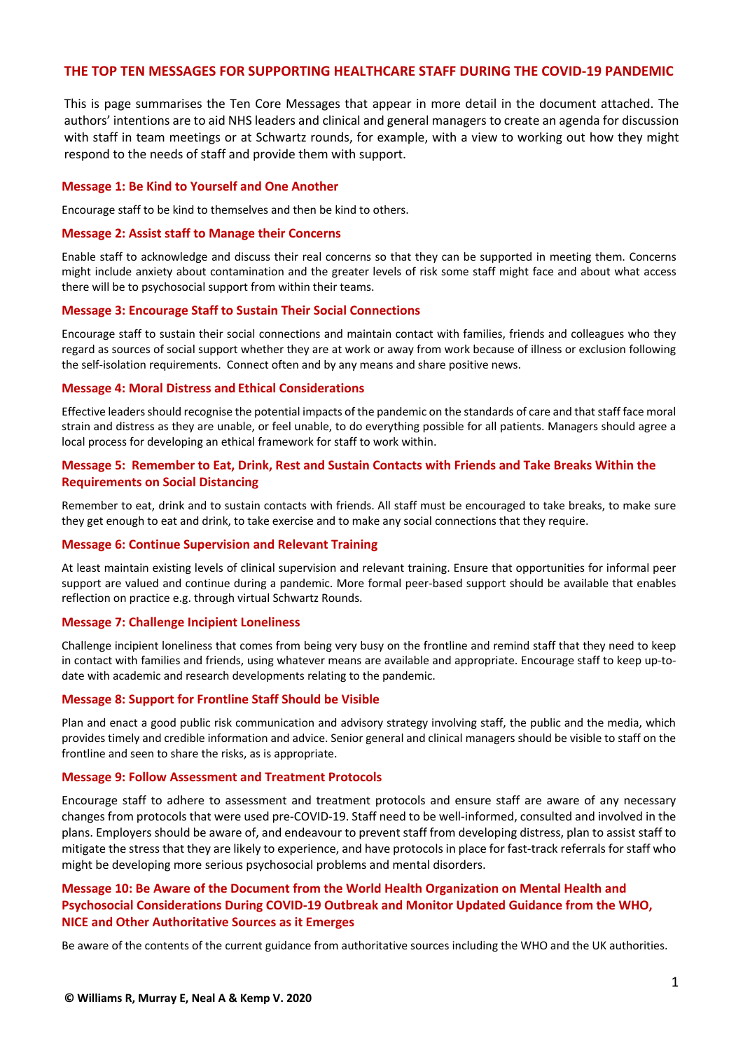# THE TOP TEN MESSAGES FOR SUPPORTING HEALTHCARE STAFF DURING THE COVID-19 PANDEMIC

This is page summarises the Ten Core Messages that appear in more detail in the document attached. The authors' intentions are to aid NHS leaders and clinical and general managers to create an agenda for discussion with staff in team meetings or at Schwartz rounds, for example, with a view to working out how they might respond to the needs of staff and provide them with support.

## Message 1: Be Kind to Yourself and One Another

Encourage staff to be kind to themselves and then be kind to others.

## Message 2: Assist staff to Manage their Concerns

Enable staff to acknowledge and discuss their real concerns so that they can be supported in meeting them. Concerns might include anxiety about contamination and the greater levels of risk some staff might face and about what access there will be to psychosocial support from within their teams.

## Message 3: Encourage Staff to Sustain Their Social Connections

Encourage staff to sustain their social connections and maintain contact with families, friends and colleagues who they regard as sources of social support whether they are at work or away from work because of illness or exclusion following the self-isolation requirements. Connect often and by any means and share positive news.

## Message 4: Moral Distress and Ethical Considerations

Effective leaders should recognise the potential impacts of the pandemic on the standards of care and that staff face moral strain and distress as they are unable, or feel unable, to do everything possible for all patients. Managers should agree a local process for developing an ethical framework for staff to work within.

## Message 5: Remember to Eat, Drink, Rest and Sustain Contacts with Friends and Take Breaks Within the Requirements on Social Distancing

Remember to eat, drink and to sustain contacts with friends. All staff must be encouraged to take breaks, to make sure they get enough to eat and drink, to take exercise and to make any social connections that they require.

## Message 6: Continue Supervision and Relevant Training

At least maintain existing levels of clinical supervision and relevant training. Ensure that opportunities for informal peer support are valued and continue during a pandemic. More formal peer-based support should be available that enables reflection on practice e.g. through virtual Schwartz Rounds.

## Message 7: Challenge Incipient Loneliness

Challenge incipient loneliness that comes from being very busy on the frontline and remind staff that they need to keep in contact with families and friends, using whatever means are available and appropriate. Encourage staff to keep up-to-date with academic and research developments relating to the pandemic.

## Message 8: Support for Frontline Staff Should be Visible

Plan and enact a good public risk communication and advisory strategy involving staff, the public and the media, which provides timely and credible information and advice. Senior general and clinical managers should be visible to staff on the frontline and seen to share the risks, as is appropriate.

## Message 9: Follow Assessment and Treatment Protocols

Encourage staff to adhere to assessment and treatment protocols and ensure staff are aware of any necessary changes from protocols that were used pre-COVID-19. Staff need to be well-informed, consulted and involved in the plans. Employers should be aware of, and endeavour to prevent staff from developing distress, plan to assist staff to mitigate the stress that they are likely to experience, and have protocols in place for fast-track referrals for staff who might be developing more serious psychosocial problems and mental disorders.

## Message 10: Be Aware of the Document from the World Health Organization on Mental Health and Psychosocial Considerations During COVID-19 Outbreak and Monitor Updated Guidance from the WHO, NICE and Other Authoritative Sources as it Emerges

Be aware of the contents of the current guidance from authoritative sources including the WHO and the UK authorities.

**© Williams R, Murray E, Neal A & Kemp V. 2020**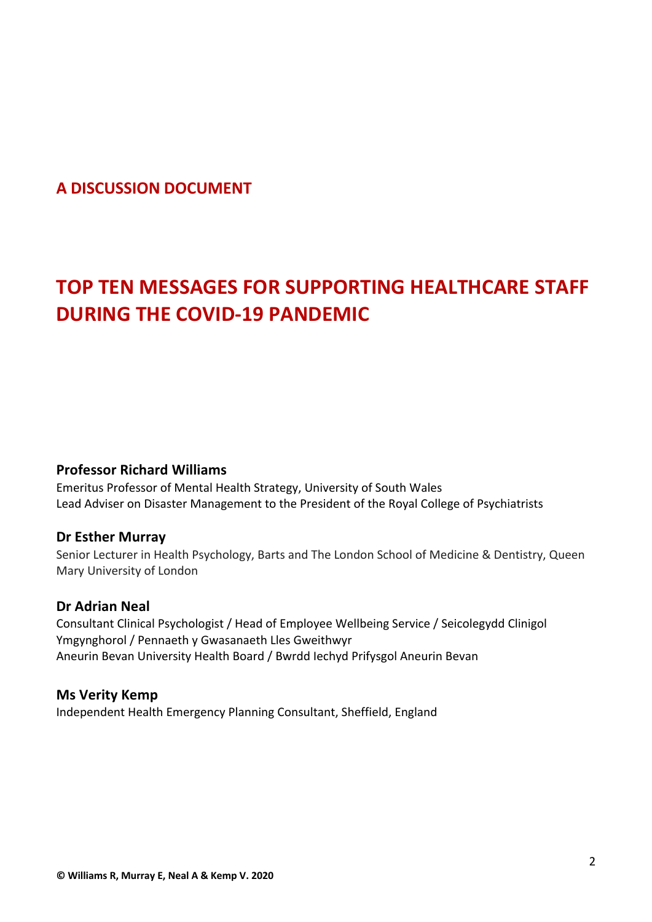## A DISCUSSION DOCUMENT

# TOP TEN MESSAGES FOR SUPPORTING HEALTHCARE STAFF DURING THE COVID-19 PANDEMIC

**Professor Richard Williams**
Emeritus Professor of Mental Health Strategy, University of South Wales
Lead Adviser on Disaster Management to the President of the Royal College of Psychiatrists

**Dr Esther Murray**
Senior Lecturer in Health Psychology, Barts and The London School of Medicine & Dentistry, Queen Mary University of London

**Dr Adrian Neal**
Consultant Clinical Psychologist / Head of Employee Wellbeing Service / Seicolegydd Clinigol Ymgynghorol / Pennaeth y Gwasanaeth Lles Gweithwyr
Aneurin Bevan University Health Board / Bwrdd Iechyd Prifysgol Aneurin Bevan

**Ms Verity Kemp**
Independent Health Emergency Planning Consultant, Sheffield, England

**© Williams R, Murray E, Neal A & Kemp V. 2020**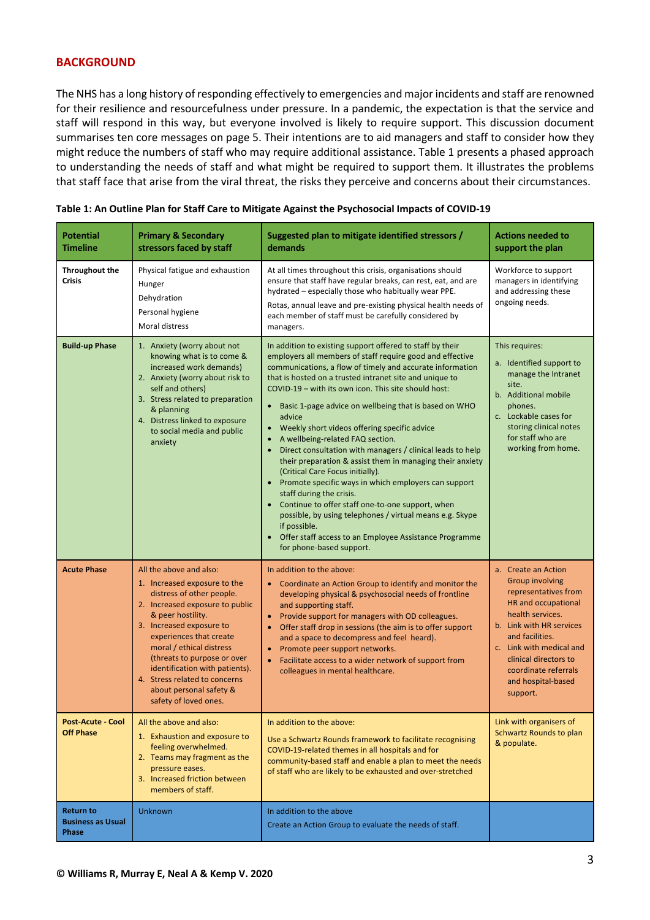## BACKGROUND

The NHS has a long history of responding effectively to emergencies and major incidents and staff are renowned for their resilience and resourcefulness under pressure. In a pandemic, the expectation is that the service and staff will respond in this way, but everyone involved is likely to require support. This discussion document summarises ten core messages on page 5. Their intentions are to aid managers and staff to consider how they might reduce the numbers of staff who may require additional assistance. Table 1 presents a phased approach to understanding the needs of staff and what might be required to support them. It illustrates the problems that staff face that arise from the viral threat, the risks they perceive and concerns about their circumstances.

**Table 1: An Outline Plan for Staff Care to Mitigate Against the Psychosocial Impacts of COVID-19**

| Potential Timeline | Primary & Secondary stressors faced by staff | Suggested plan to mitigate identified stressors / demands | Actions needed to support the plan |
|---|---|---|---|
| **Throughout the Crisis** | Physical fatigue and exhaustion<br>Hunger<br>Dehydration<br>Personal hygiene<br>Moral distress | At all times throughout this crisis, organisations should ensure that staff have regular breaks, can rest, eat, and are hydrated – especially those who habitually wear PPE.<br>Rotas, annual leave and pre-existing physical health needs of each member of staff must be carefully considered by managers. | Workforce to support managers in identifying and addressing these ongoing needs. |
| **Build-up Phase** | 1. Anxiety (worry about not knowing what is to come & increased work demands)<br>2. Anxiety (worry about risk to self and others)<br>3. Stress related to preparation & planning<br>4. Distress linked to exposure to social media and public anxiety | In addition to existing support offered to staff by their employers all members of staff require good and effective communications, a flow of timely and accurate information that is hosted on a trusted intranet site and unique to COVID-19 – with its own icon. This site should host:<br>• Basic 1-page advice on wellbeing that is based on WHO advice<br>• Weekly short videos offering specific advice<br>• A wellbeing-related FAQ section.<br>• Direct consultation with managers / clinical leads to help their preparation & assist them in managing their anxiety (Critical Care Focus initially).<br>• Promote specific ways in which employers can support staff during the crisis.<br>• Continue to offer staff one-to-one support, when possible, by using telephones / virtual means e.g. Skype if possible.<br>• Offer staff access to an Employee Assistance Programme for phone-based support. | This requires:<br>a. Identified support to manage the Intranet site.<br>b. Additional mobile phones.<br>c. Lockable cases for storing clinical notes for staff who are working from home. |
| **Acute Phase** | All the above and also:<br>1. Increased exposure to the distress of other people.<br>2. Increased exposure to public & peer hostility.<br>3. Increased exposure to experiences that create moral / ethical distress (threats to purpose or over identification with patients).<br>4. Stress related to concerns about personal safety & safety of loved ones. | In addition to the above:<br>• Coordinate an Action Group to identify and monitor the developing physical & psychosocial needs of frontline and supporting staff.<br>• Provide support for managers with OD colleagues.<br>• Offer staff drop in sessions (the aim is to offer support and a space to decompress and feel heard).<br>• Promote peer support networks.<br>• Facilitate access to a wider network of support from colleagues in mental healthcare. | a. Create an Action Group involving representatives from HR and occupational health services.<br>b. Link with HR services and facilities.<br>c. Link with medical and clinical directors to coordinate referrals and hospital-based support. |
| **Post-Acute - Cool Off Phase** | All the above and also:<br>1. Exhaustion and exposure to feeling overwhelmed.<br>2. Teams may fragment as the pressure eases.<br>3. Increased friction between members of staff. | In addition to the above:<br>Use a Schwartz Rounds framework to facilitate recognising COVID-19-related themes in all hospitals and for community-based staff and enable a plan to meet the needs of staff who are likely to be exhausted and over-stretched | Link with organisers of Schwartz Rounds to plan & populate. |
| **Return to Business as Usual Phase** | Unknown | In addition to the above<br>Create an Action Group to evaluate the needs of staff. | |

**© Williams R, Murray E, Neal A & Kemp V. 2020**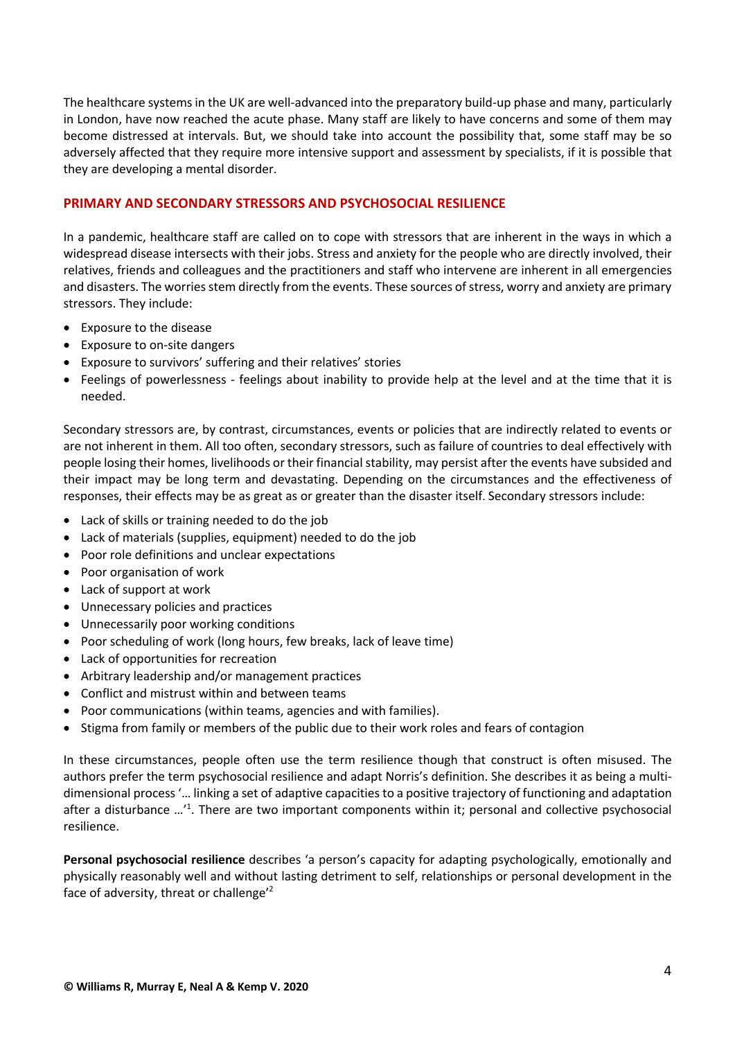The healthcare systems in the UK are well-advanced into the preparatory build-up phase and many, particularly in London, have now reached the acute phase. Many staff are likely to have concerns and some of them may become distressed at intervals. But, we should take into account the possibility that, some staff may be so adversely affected that they require more intensive support and assessment by specialists, if it is possible that they are developing a mental disorder.

## PRIMARY AND SECONDARY STRESSORS AND PSYCHOSOCIAL RESILIENCE

In a pandemic, healthcare staff are called on to cope with stressors that are inherent in the ways in which a widespread disease intersects with their jobs. Stress and anxiety for the people who are directly involved, their relatives, friends and colleagues and the practitioners and staff who intervene are inherent in all emergencies and disasters. The worries stem directly from the events. These sources of stress, worry and anxiety are primary stressors. They include:

- Exposure to the disease
- Exposure to on-site dangers
- Exposure to survivors' suffering and their relatives' stories
- Feelings of powerlessness - feelings about inability to provide help at the level and at the time that it is needed.

Secondary stressors are, by contrast, circumstances, events or policies that are indirectly related to events or are not inherent in them. All too often, secondary stressors, such as failure of countries to deal effectively with people losing their homes, livelihoods or their financial stability, may persist after the events have subsided and their impact may be long term and devastating. Depending on the circumstances and the effectiveness of responses, their effects may be as great as or greater than the disaster itself. Secondary stressors include:

- Lack of skills or training needed to do the job
- Lack of materials (supplies, equipment) needed to do the job
- Poor role definitions and unclear expectations
- Poor organisation of work
- Lack of support at work
- Unnecessary policies and practices
- Unnecessarily poor working conditions
- Poor scheduling of work (long hours, few breaks, lack of leave time)
- Lack of opportunities for recreation
- Arbitrary leadership and/or management practices
- Conflict and mistrust within and between teams
- Poor communications (within teams, agencies and with families).
- Stigma from family or members of the public due to their work roles and fears of contagion

In these circumstances, people often use the term resilience though that construct is often misused. The authors prefer the term psychosocial resilience and adapt Norris's definition. She describes it as being a multi-dimensional process '… linking a set of adaptive capacities to a positive trajectory of functioning and adaptation after a disturbance …'[1]. There are two important components within it; personal and collective psychosocial resilience.

**Personal psychosocial resilience** describes 'a person's capacity for adapting psychologically, emotionally and physically reasonably well and without lasting detriment to self, relationships or personal development in the face of adversity, threat or challenge'[2]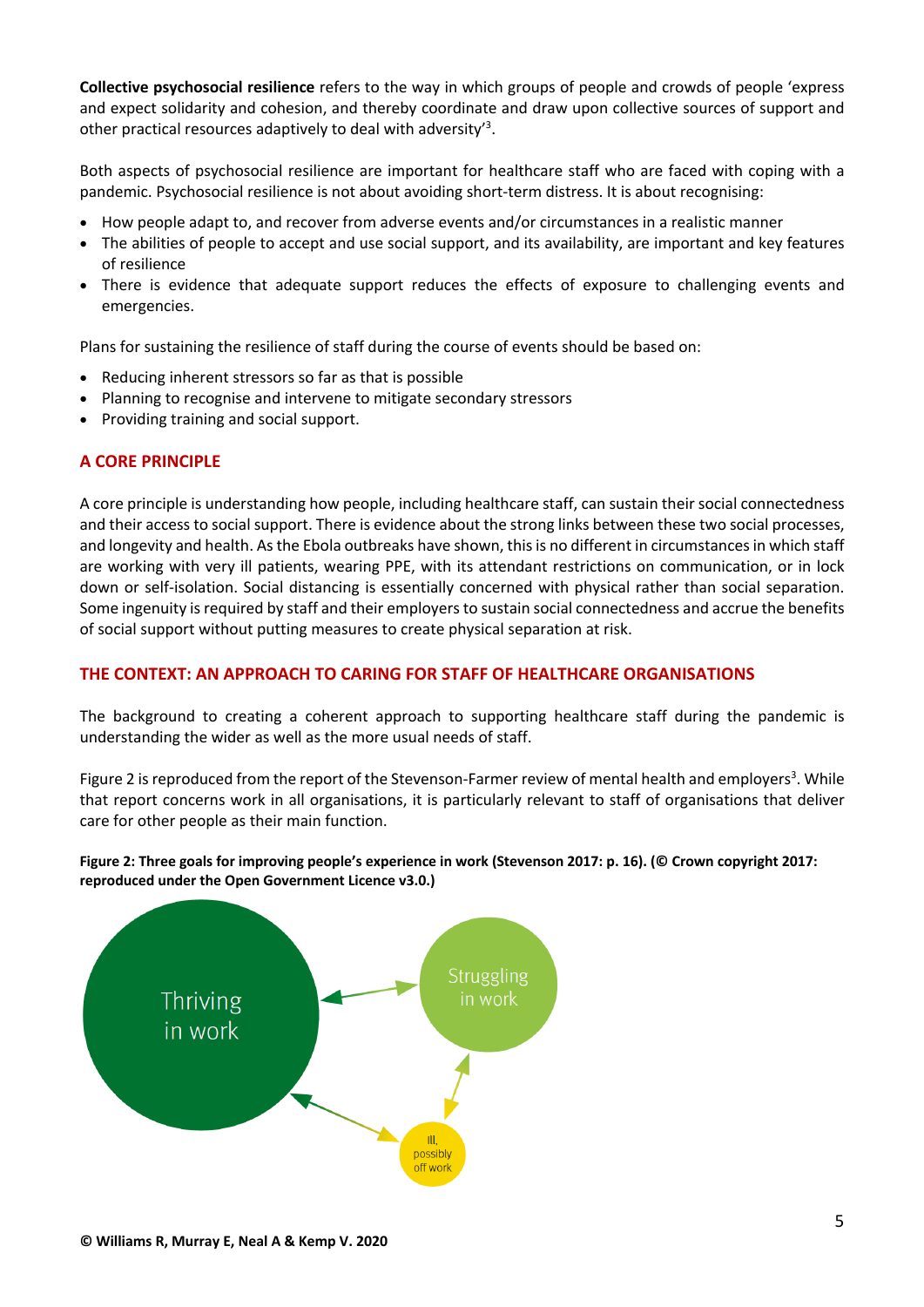**Collective psychosocial resilience** refers to the way in which groups of people and crowds of people 'express and expect solidarity and cohesion, and thereby coordinate and draw upon collective sources of support and other practical resources adaptively to deal with adversity'[3].

Both aspects of psychosocial resilience are important for healthcare staff who are faced with coping with a pandemic. Psychosocial resilience is not about avoiding short-term distress. It is about recognising:

- How people adapt to, and recover from adverse events and/or circumstances in a realistic manner
- The abilities of people to accept and use social support, and its availability, are important and key features of resilience
- There is evidence that adequate support reduces the effects of exposure to challenging events and emergencies.

Plans for sustaining the resilience of staff during the course of events should be based on:

- Reducing inherent stressors so far as that is possible
- Planning to recognise and intervene to mitigate secondary stressors
- Providing training and social support.

## A CORE PRINCIPLE

A core principle is understanding how people, including healthcare staff, can sustain their social connectedness and their access to social support. There is evidence about the strong links between these two social processes, and longevity and health. As the Ebola outbreaks have shown, this is no different in circumstances in which staff are working with very ill patients, wearing PPE, with its attendant restrictions on communication, or in lock down or self-isolation. Social distancing is essentially concerned with physical rather than social separation. Some ingenuity is required by staff and their employers to sustain social connectedness and accrue the benefits of social support without putting measures to create physical separation at risk.

## THE CONTEXT: AN APPROACH TO CARING FOR STAFF OF HEALTHCARE ORGANISATIONS

The background to creating a coherent approach to supporting healthcare staff during the pandemic is understanding the wider as well as the more usual needs of staff.

Figure 2 is reproduced from the report of the Stevenson-Farmer review of mental health and employers[3]. While that report concerns work in all organisations, it is particularly relevant to staff of organisations that deliver care for other people as their main function.

**Figure 2: Three goals for improving people's experience in work (Stevenson 2017: p. 16). (© Crown copyright 2017: reproduced under the Open Government Licence v3.0.)**

Thriving in work

Struggling in work

Ill, possibly off work

**© Williams R, Murray E, Neal A & Kemp V. 2020**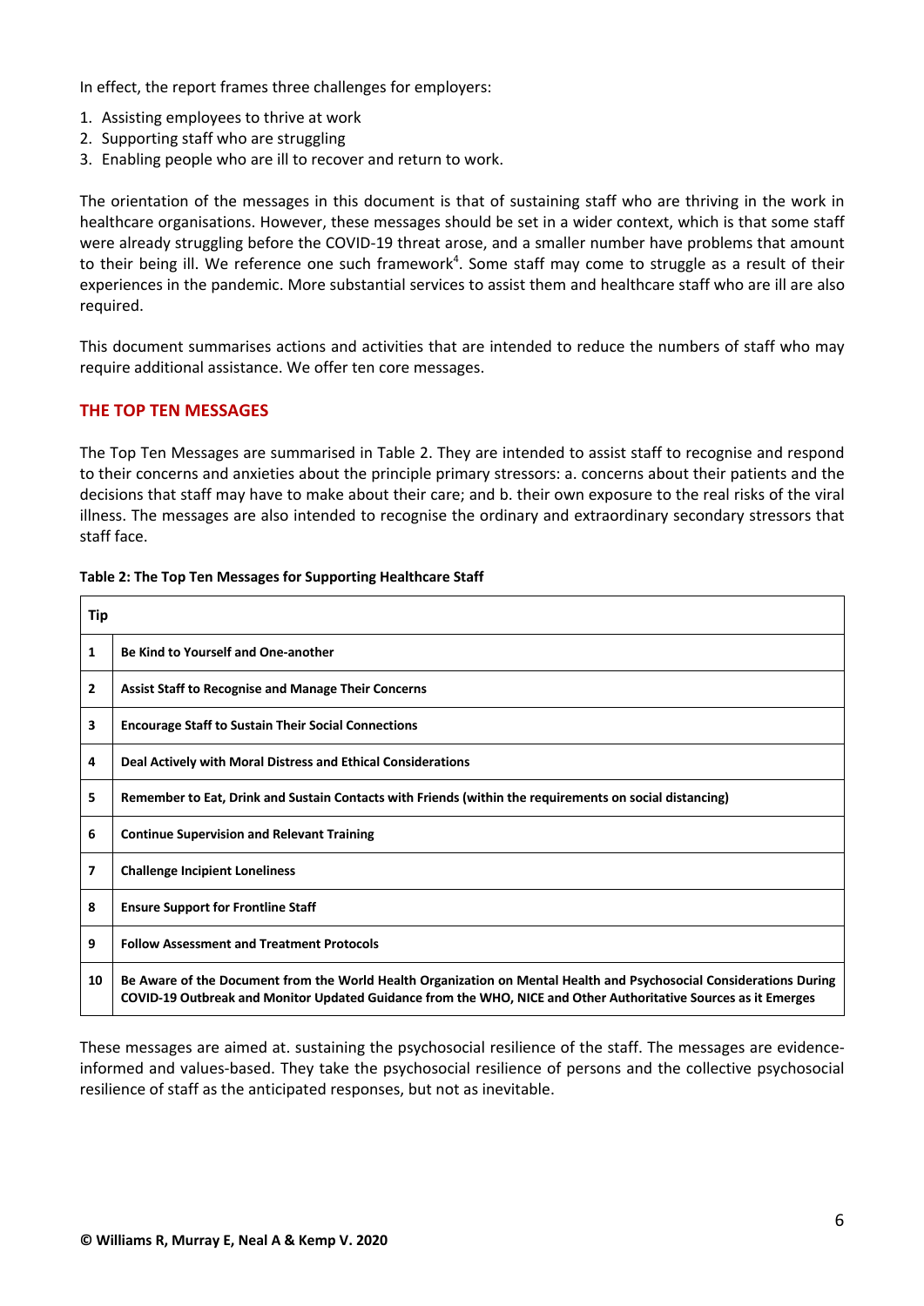In effect, the report frames three challenges for employers:

1. Assisting employees to thrive at work
2. Supporting staff who are struggling
3. Enabling people who are ill to recover and return to work.

The orientation of the messages in this document is that of sustaining staff who are thriving in the work in healthcare organisations. However, these messages should be set in a wider context, which is that some staff were already struggling before the COVID-19 threat arose, and a smaller number have problems that amount to their being ill. We reference one such framework[4]. Some staff may come to struggle as a result of their experiences in the pandemic. More substantial services to assist them and healthcare staff who are ill are also required.

This document summarises actions and activities that are intended to reduce the numbers of staff who may require additional assistance. We offer ten core messages.

## THE TOP TEN MESSAGES

The Top Ten Messages are summarised in Table 2. They are intended to assist staff to recognise and respond to their concerns and anxieties about the principle primary stressors: a. concerns about their patients and the decisions that staff may have to make about their care; and b. their own exposure to the real risks of the viral illness. The messages are also intended to recognise the ordinary and extraordinary secondary stressors that staff face.

**Table 2: The Top Ten Messages for Supporting Healthcare Staff**

| Tip | |
|---|---|
| 1 | **Be Kind to Yourself and One-another** |
| 2 | **Assist Staff to Recognise and Manage Their Concerns** |
| 3 | **Encourage Staff to Sustain Their Social Connections** |
| 4 | **Deal Actively with Moral Distress and Ethical Considerations** |
| 5 | **Remember to Eat, Drink and Sustain Contacts with Friends (within the requirements on social distancing)** |
| 6 | **Continue Supervision and Relevant Training** |
| 7 | **Challenge Incipient Loneliness** |
| 8 | **Ensure Support for Frontline Staff** |
| 9 | **Follow Assessment and Treatment Protocols** |
| 10 | **Be Aware of the Document from the World Health Organization on Mental Health and Psychosocial Considerations During COVID-19 Outbreak and Monitor Updated Guidance from the WHO, NICE and Other Authoritative Sources as it Emerges** |

These messages are aimed at. sustaining the psychosocial resilience of the staff. The messages are evidence-informed and values-based. They take the psychosocial resilience of persons and the collective psychosocial resilience of staff as the anticipated responses, but not as inevitable.

**© Williams R, Murray E, Neal A & Kemp V. 2020**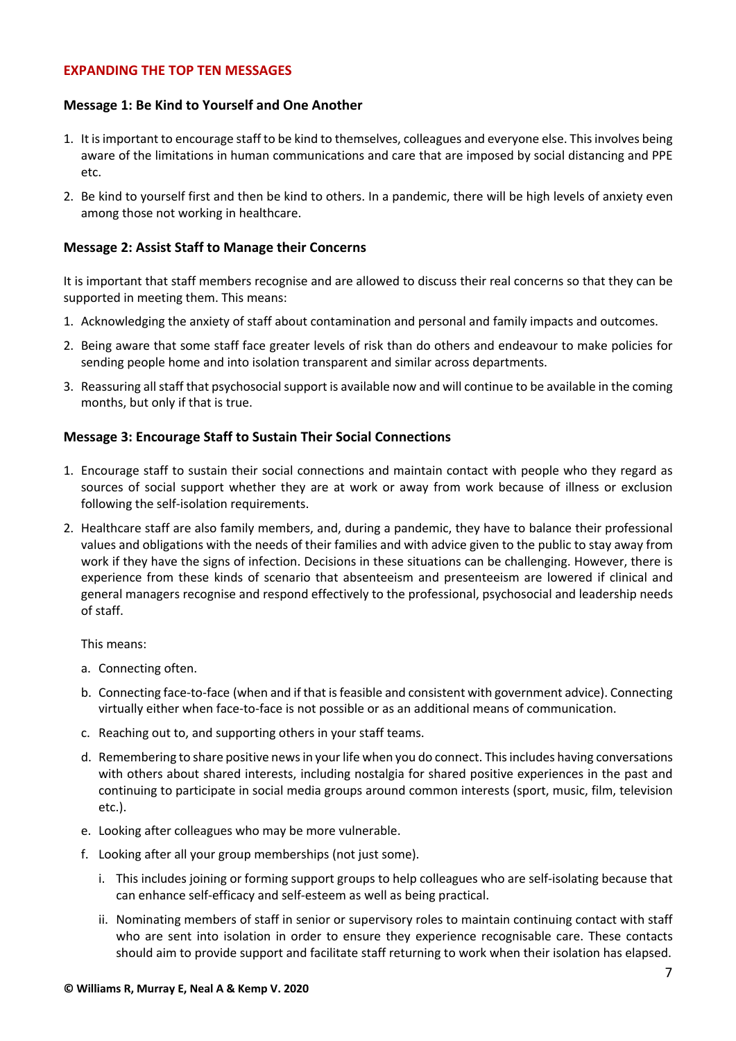## EXPANDING THE TOP TEN MESSAGES

### Message 1: Be Kind to Yourself and One Another

1. It is important to encourage staff to be kind to themselves, colleagues and everyone else. This involves being aware of the limitations in human communications and care that are imposed by social distancing and PPE etc.
2. Be kind to yourself first and then be kind to others. In a pandemic, there will be high levels of anxiety even among those not working in healthcare.

### Message 2: Assist Staff to Manage their Concerns

It is important that staff members recognise and are allowed to discuss their real concerns so that they can be supported in meeting them. This means:

1. Acknowledging the anxiety of staff about contamination and personal and family impacts and outcomes.
2. Being aware that some staff face greater levels of risk than do others and endeavour to make policies for sending people home and into isolation transparent and similar across departments.
3. Reassuring all staff that psychosocial support is available now and will continue to be available in the coming months, but only if that is true.

### Message 3: Encourage Staff to Sustain Their Social Connections

1. Encourage staff to sustain their social connections and maintain contact with people who they regard as sources of social support whether they are at work or away from work because of illness or exclusion following the self-isolation requirements.
2. Healthcare staff are also family members, and, during a pandemic, they have to balance their professional values and obligations with the needs of their families and with advice given to the public to stay away from work if they have the signs of infection. Decisions in these situations can be challenging. However, there is experience from these kinds of scenario that absenteeism and presenteeism are lowered if clinical and general managers recognise and respond effectively to the professional, psychosocial and leadership needs of staff.

   This means:

   a. Connecting often.

   b. Connecting face-to-face (when and if that is feasible and consistent with government advice). Connecting virtually either when face-to-face is not possible or as an additional means of communication.

   c. Reaching out to, and supporting others in your staff teams.

   d. Remembering to share positive news in your life when you do connect. This includes having conversations with others about shared interests, including nostalgia for shared positive experiences in the past and continuing to participate in social media groups around common interests (sport, music, film, television etc.).

   e. Looking after colleagues who may be more vulnerable.

   f. Looking after all your group memberships (not just some).

      i. This includes joining or forming support groups to help colleagues who are self-isolating because that can enhance self-efficacy and self-esteem as well as being practical.

      ii. Nominating members of staff in senior or supervisory roles to maintain continuing contact with staff who are sent into isolation in order to ensure they experience recognisable care. These contacts should aim to provide support and facilitate staff returning to work when their isolation has elapsed.

**© Williams R, Murray E, Neal A & Kemp V. 2020**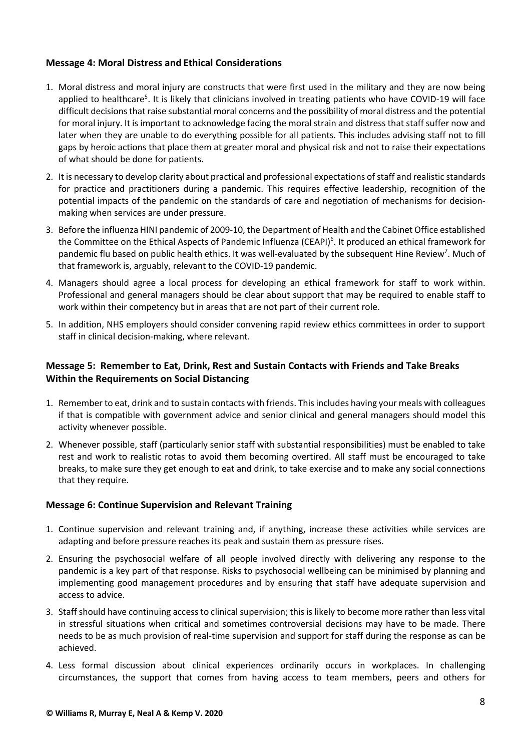### Message 4: Moral Distress and Ethical Considerations

1. Moral distress and moral injury are constructs that were first used in the military and they are now being applied to healthcare[5]. It is likely that clinicians involved in treating patients who have COVID-19 will face difficult decisions that raise substantial moral concerns and the possibility of moral distress and the potential for moral injury. It is important to acknowledge facing the moral strain and distress that staff suffer now and later when they are unable to do everything possible for all patients. This includes advising staff not to fill gaps by heroic actions that place them at greater moral and physical risk and not to raise their expectations of what should be done for patients.
2. It is necessary to develop clarity about practical and professional expectations of staff and realistic standards for practice and practitioners during a pandemic. This requires effective leadership, recognition of the potential impacts of the pandemic on the standards of care and negotiation of mechanisms for decision-making when services are under pressure.
3. Before the influenza HINI pandemic of 2009-10, the Department of Health and the Cabinet Office established the Committee on the Ethical Aspects of Pandemic Influenza (CEAPI)[6]. It produced an ethical framework for pandemic flu based on public health ethics. It was well-evaluated by the subsequent Hine Review[7]. Much of that framework is, arguably, relevant to the COVID-19 pandemic.
4. Managers should agree a local process for developing an ethical framework for staff to work within. Professional and general managers should be clear about support that may be required to enable staff to work within their competency but in areas that are not part of their current role.
5. In addition, NHS employers should consider convening rapid review ethics committees in order to support staff in clinical decision-making, where relevant.

### Message 5: Remember to Eat, Drink, Rest and Sustain Contacts with Friends and Take Breaks Within the Requirements on Social Distancing

1. Remember to eat, drink and to sustain contacts with friends. This includes having your meals with colleagues if that is compatible with government advice and senior clinical and general managers should model this activity whenever possible.
2. Whenever possible, staff (particularly senior staff with substantial responsibilities) must be enabled to take rest and work to realistic rotas to avoid them becoming overtired. All staff must be encouraged to take breaks, to make sure they get enough to eat and drink, to take exercise and to make any social connections that they require.

### Message 6: Continue Supervision and Relevant Training

1. Continue supervision and relevant training and, if anything, increase these activities while services are adapting and before pressure reaches its peak and sustain them as pressure rises.
2. Ensuring the psychosocial welfare of all people involved directly with delivering any response to the pandemic is a key part of that response. Risks to psychosocial wellbeing can be minimised by planning and implementing good management procedures and by ensuring that staff have adequate supervision and access to advice.
3. Staff should have continuing access to clinical supervision; this is likely to become more rather than less vital in stressful situations when critical and sometimes controversial decisions may have to be made. There needs to be as much provision of real-time supervision and support for staff during the response as can be achieved.
4. Less formal discussion about clinical experiences ordinarily occurs in workplaces. In challenging circumstances, the support that comes from having access to team members, peers and others for

© Williams R, Murray E, Neal A & Kemp V. 2020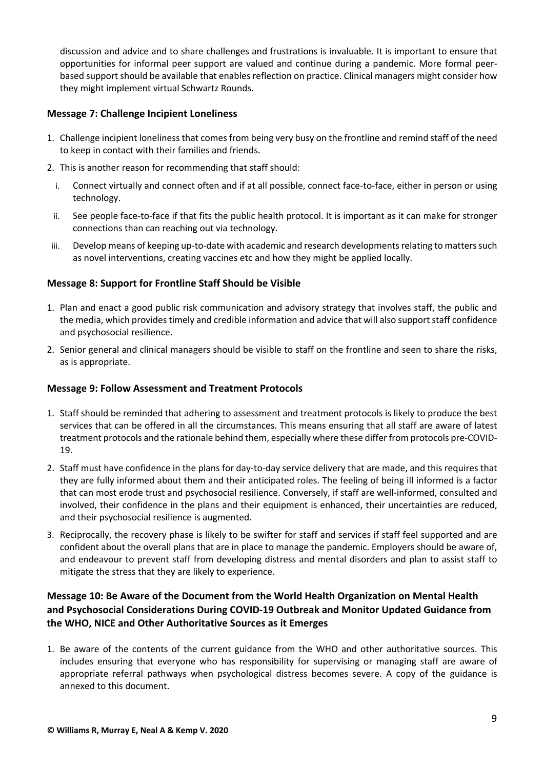discussion and advice and to share challenges and frustrations is invaluable. It is important to ensure that opportunities for informal peer support are valued and continue during a pandemic. More formal peer-based support should be available that enables reflection on practice. Clinical managers might consider how they might implement virtual Schwartz Rounds.

### Message 7: Challenge Incipient Loneliness

1. Challenge incipient loneliness that comes from being very busy on the frontline and remind staff of the need to keep in contact with their families and friends.
2. This is another reason for recommending that staff should:
   i. Connect virtually and connect often and if at all possible, connect face-to-face, either in person or using technology.
   ii. See people face-to-face if that fits the public health protocol. It is important as it can make for stronger connections than can reaching out via technology.
   iii. Develop means of keeping up-to-date with academic and research developments relating to matters such as novel interventions, creating vaccines etc and how they might be applied locally.

### Message 8: Support for Frontline Staff Should be Visible

1. Plan and enact a good public risk communication and advisory strategy that involves staff, the public and the media, which provides timely and credible information and advice that will also support staff confidence and psychosocial resilience.
2. Senior general and clinical managers should be visible to staff on the frontline and seen to share the risks, as is appropriate.

### Message 9: Follow Assessment and Treatment Protocols

1. Staff should be reminded that adhering to assessment and treatment protocols is likely to produce the best services that can be offered in all the circumstances. This means ensuring that all staff are aware of latest treatment protocols and the rationale behind them, especially where these differ from protocols pre-COVID-19.
2. Staff must have confidence in the plans for day-to-day service delivery that are made, and this requires that they are fully informed about them and their anticipated roles. The feeling of being ill informed is a factor that can most erode trust and psychosocial resilience. Conversely, if staff are well-informed, consulted and involved, their confidence in the plans and their equipment is enhanced, their uncertainties are reduced, and their psychosocial resilience is augmented.
3. Reciprocally, the recovery phase is likely to be swifter for staff and services if staff feel supported and are confident about the overall plans that are in place to manage the pandemic. Employers should be aware of, and endeavour to prevent staff from developing distress and mental disorders and plan to assist staff to mitigate the stress that they are likely to experience.

### Message 10: Be Aware of the Document from the World Health Organization on Mental Health and Psychosocial Considerations During COVID-19 Outbreak and Monitor Updated Guidance from the WHO, NICE and Other Authoritative Sources as it Emerges

1. Be aware of the contents of the current guidance from the WHO and other authoritative sources. This includes ensuring that everyone who has responsibility for supervising or managing staff are aware of appropriate referral pathways when psychological distress becomes severe. A copy of the guidance is annexed to this document.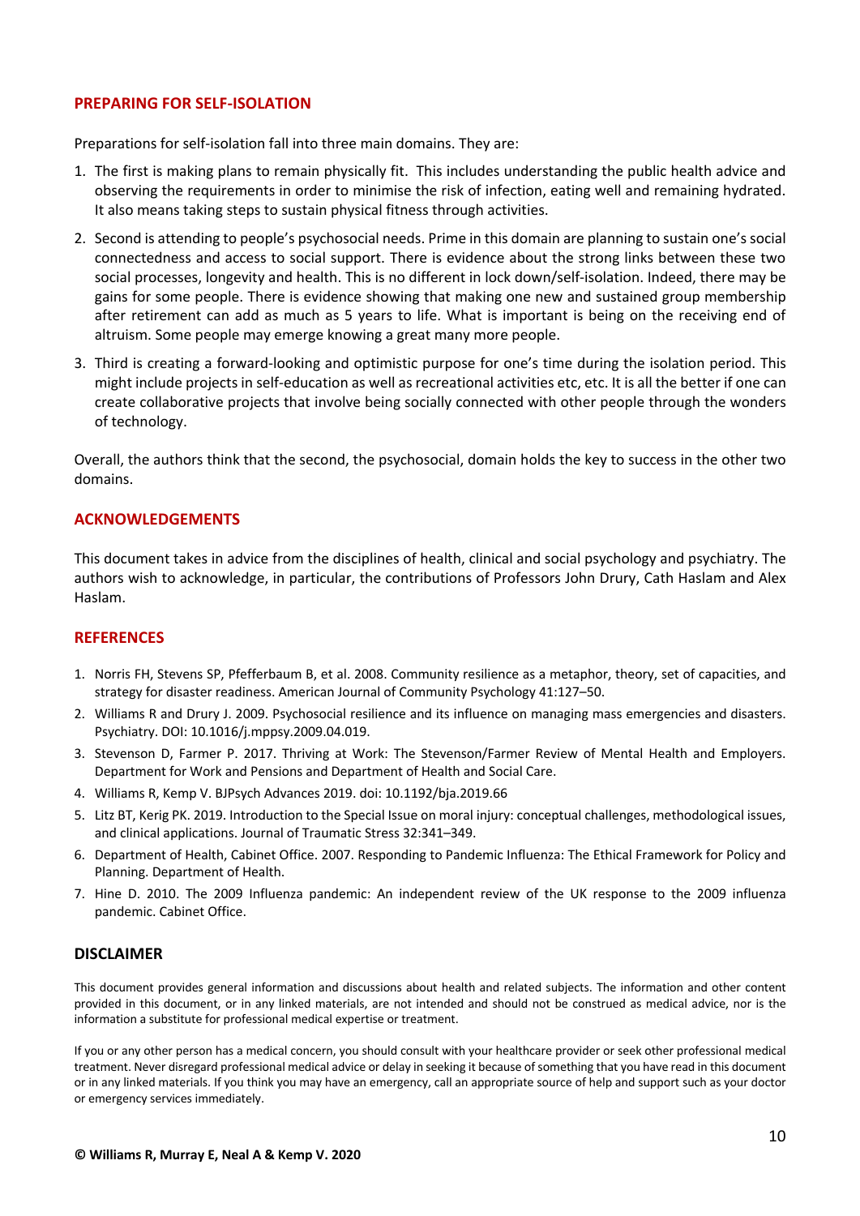## PREPARING FOR SELF-ISOLATION

Preparations for self-isolation fall into three main domains. They are:

1. The first is making plans to remain physically fit. This includes understanding the public health advice and observing the requirements in order to minimise the risk of infection, eating well and remaining hydrated. It also means taking steps to sustain physical fitness through activities.
2. Second is attending to people's psychosocial needs. Prime in this domain are planning to sustain one's social connectedness and access to social support. There is evidence about the strong links between these two social processes, longevity and health. This is no different in lock down/self-isolation. Indeed, there may be gains for some people. There is evidence showing that making one new and sustained group membership after retirement can add as much as 5 years to life. What is important is being on the receiving end of altruism. Some people may emerge knowing a great many more people.
3. Third is creating a forward-looking and optimistic purpose for one's time during the isolation period. This might include projects in self-education as well as recreational activities etc, etc. It is all the better if one can create collaborative projects that involve being socially connected with other people through the wonders of technology.

Overall, the authors think that the second, the psychosocial, domain holds the key to success in the other two domains.

## ACKNOWLEDGEMENTS

This document takes in advice from the disciplines of health, clinical and social psychology and psychiatry. The authors wish to acknowledge, in particular, the contributions of Professors John Drury, Cath Haslam and Alex Haslam.

## REFERENCES

1. Norris FH, Stevens SP, Pfefferbaum B, et al. 2008. Community resilience as a metaphor, theory, set of capacities, and strategy for disaster readiness. American Journal of Community Psychology 41:127–50.
2. Williams R and Drury J. 2009. Psychosocial resilience and its influence on managing mass emergencies and disasters. Psychiatry. DOI: 10.1016/j.mppsy.2009.04.019.
3. Stevenson D, Farmer P. 2017. Thriving at Work: The Stevenson/Farmer Review of Mental Health and Employers. Department for Work and Pensions and Department of Health and Social Care.
4. Williams R, Kemp V. BJPsych Advances 2019. doi: 10.1192/bja.2019.66
5. Litz BT, Kerig PK. 2019. Introduction to the Special Issue on moral injury: conceptual challenges, methodological issues, and clinical applications. Journal of Traumatic Stress 32:341–349.
6. Department of Health, Cabinet Office. 2007. Responding to Pandemic Influenza: The Ethical Framework for Policy and Planning. Department of Health.
7. Hine D. 2010. The 2009 Influenza pandemic: An independent review of the UK response to the 2009 influenza pandemic. Cabinet Office.

## DISCLAIMER

This document provides general information and discussions about health and related subjects. The information and other content provided in this document, or in any linked materials, are not intended and should not be construed as medical advice, nor is the information a substitute for professional medical expertise or treatment.

If you or any other person has a medical concern, you should consult with your healthcare provider or seek other professional medical treatment. Never disregard professional medical advice or delay in seeking it because of something that you have read in this document or in any linked materials. If you think you may have an emergency, call an appropriate source of help and support such as your doctor or emergency services immediately.

**© Williams R, Murray E, Neal A & Kemp V. 2020**